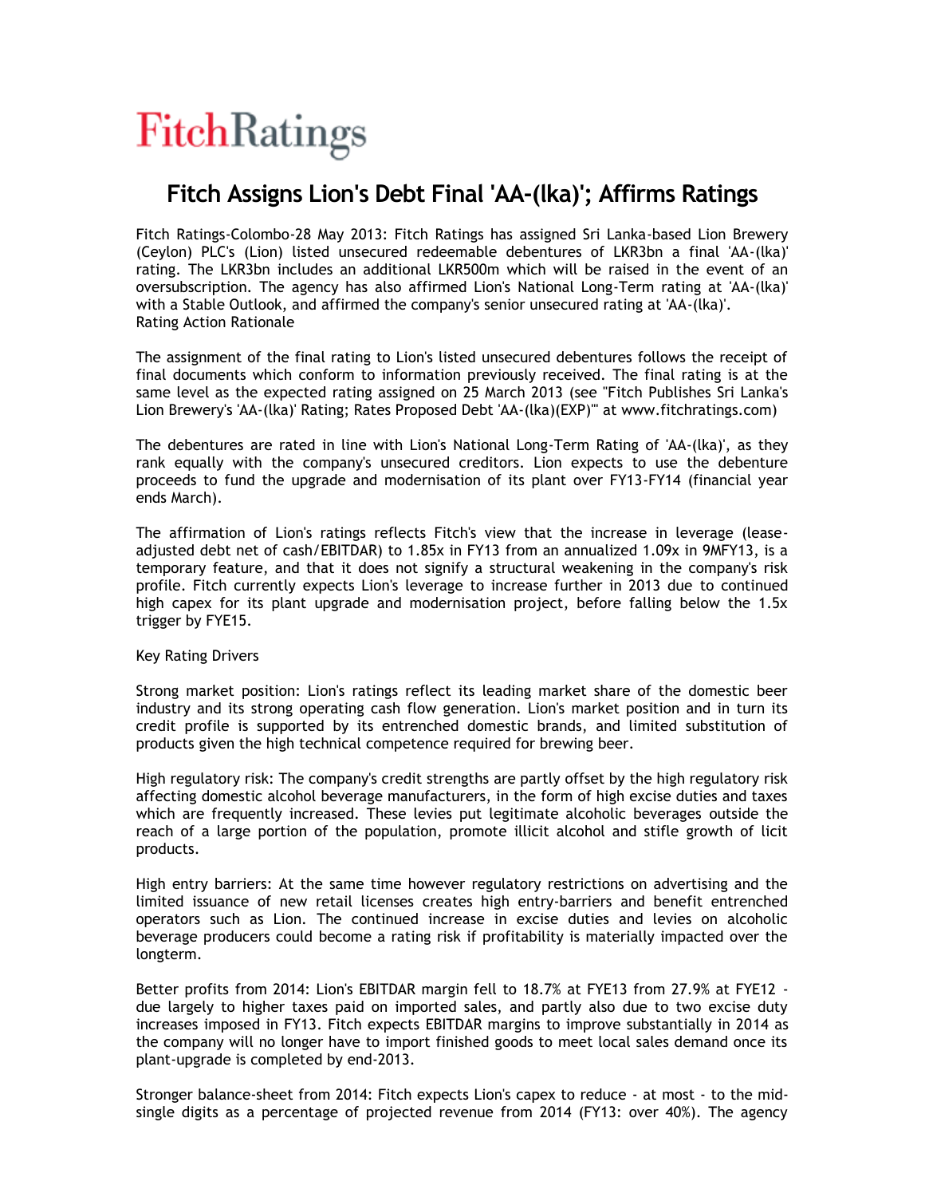FitchRatings

# Fitch Assigns Lion's Debt Final 'AA-(lka)'; Affirms Ratings

Fitch Ratings-Colombo-28 May 2013: Fitch Ratings has assigned Sri Lanka-based Lion Brewery (Ceylon) PLC's (Lion) listed unsecured redeemable debentures of LKR3bn a final 'AA-(lka)' rating. The LKR3bn includes an additional LKR500m which will be raised in the event of an oversubscription. The agency has also affirmed Lion's National Long-Term rating at 'AA-(lka)' with a Stable Outlook, and affirmed the company's senior unsecured rating at 'AA-(lka)'.
Rating Action Rationale

The assignment of the final rating to Lion's listed unsecured debentures follows the receipt of final documents which conform to information previously received. The final rating is at the same level as the expected rating assigned on 25 March 2013 (see "Fitch Publishes Sri Lanka's Lion Brewery's 'AA-(lka)' Rating; Rates Proposed Debt 'AA-(lka)(EXP)'" at www.fitchratings.com)

The debentures are rated in line with Lion's National Long-Term Rating of 'AA-(lka)', as they rank equally with the company's unsecured creditors. Lion expects to use the debenture proceeds to fund the upgrade and modernisation of its plant over FY13-FY14 (financial year ends March).

The affirmation of Lion's ratings reflects Fitch's view that the increase in leverage (lease-adjusted debt net of cash/EBITDAR) to 1.85x in FY13 from an annualized 1.09x in 9MFY13, is a temporary feature, and that it does not signify a structural weakening in the company's risk profile. Fitch currently expects Lion's leverage to increase further in 2013 due to continued high capex for its plant upgrade and modernisation project, before falling below the 1.5x trigger by FYE15.

Key Rating Drivers

Strong market position: Lion's ratings reflect its leading market share of the domestic beer industry and its strong operating cash flow generation. Lion's market position and in turn its credit profile is supported by its entrenched domestic brands, and limited substitution of products given the high technical competence required for brewing beer.

High regulatory risk: The company's credit strengths are partly offset by the high regulatory risk affecting domestic alcohol beverage manufacturers, in the form of high excise duties and taxes which are frequently increased. These levies put legitimate alcoholic beverages outside the reach of a large portion of the population, promote illicit alcohol and stifle growth of licit products.

High entry barriers: At the same time however regulatory restrictions on advertising and the limited issuance of new retail licenses creates high entry-barriers and benefit entrenched operators such as Lion. The continued increase in excise duties and levies on alcoholic beverage producers could become a rating risk if profitability is materially impacted over the longterm.

Better profits from 2014: Lion's EBITDAR margin fell to 18.7% at FYE13 from 27.9% at FYE12 - due largely to higher taxes paid on imported sales, and partly also due to two excise duty increases imposed in FY13. Fitch expects EBITDAR margins to improve substantially in 2014 as the company will no longer have to import finished goods to meet local sales demand once its plant-upgrade is completed by end-2013.

Stronger balance-sheet from 2014: Fitch expects Lion's capex to reduce - at most - to the mid-single digits as a percentage of projected revenue from 2014 (FY13: over 40%). The agency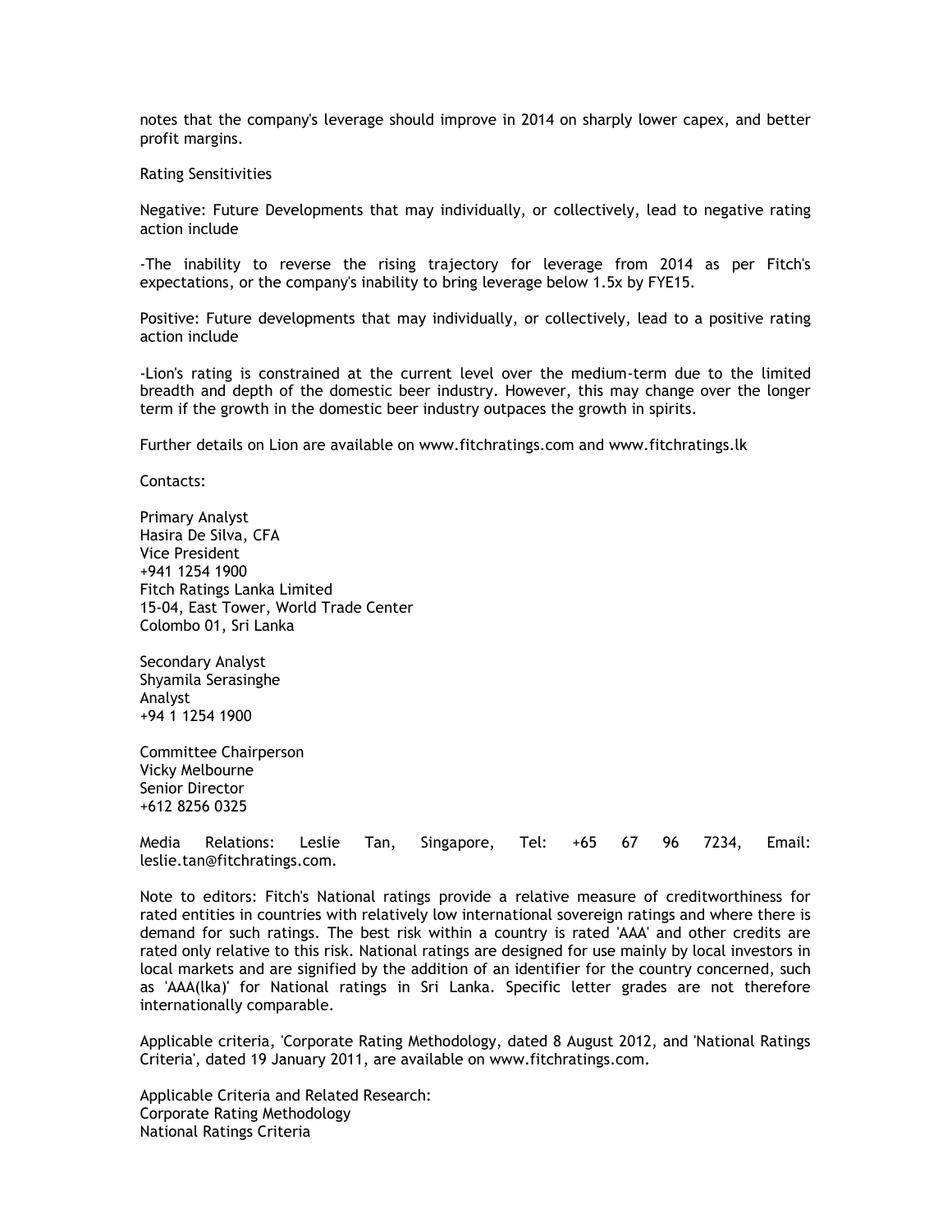notes that the company's leverage should improve in 2014 on sharply lower capex, and better profit margins.

Rating Sensitivities

Negative: Future Developments that may individually, or collectively, lead to negative rating action include

-The inability to reverse the rising trajectory for leverage from 2014 as per Fitch's expectations, or the company's inability to bring leverage below 1.5x by FYE15.

Positive: Future developments that may individually, or collectively, lead to a positive rating action include

-Lion's rating is constrained at the current level over the medium-term due to the limited breadth and depth of the domestic beer industry. However, this may change over the longer term if the growth in the domestic beer industry outpaces the growth in spirits.

Further details on Lion are available on www.fitchratings.com and www.fitchratings.lk

Contacts:

Primary Analyst  
Hasira De Silva, CFA  
Vice President  
+941 1254 1900  
Fitch Ratings Lanka Limited  
15-04, East Tower, World Trade Center  
Colombo 01, Sri Lanka

Secondary Analyst  
Shyamila Serasinghe  
Analyst  
+94 1 1254 1900

Committee Chairperson  
Vicky Melbourne  
Senior Director  
+612 8256 0325

Media Relations: Leslie Tan, Singapore, Tel: +65 67 96 7234, Email: leslie.tan@fitchratings.com.

Note to editors: Fitch's National ratings provide a relative measure of creditworthiness for rated entities in countries with relatively low international sovereign ratings and where there is demand for such ratings. The best risk within a country is rated 'AAA' and other credits are rated only relative to this risk. National ratings are designed for use mainly by local investors in local markets and are signified by the addition of an identifier for the country concerned, such as 'AAA(lka)' for National ratings in Sri Lanka. Specific letter grades are not therefore internationally comparable.

Applicable criteria, 'Corporate Rating Methodology, dated 8 August 2012, and 'National Ratings Criteria', dated 19 January 2011, are available on www.fitchratings.com.

Applicable Criteria and Related Research:  
Corporate Rating Methodology  
National Ratings Criteria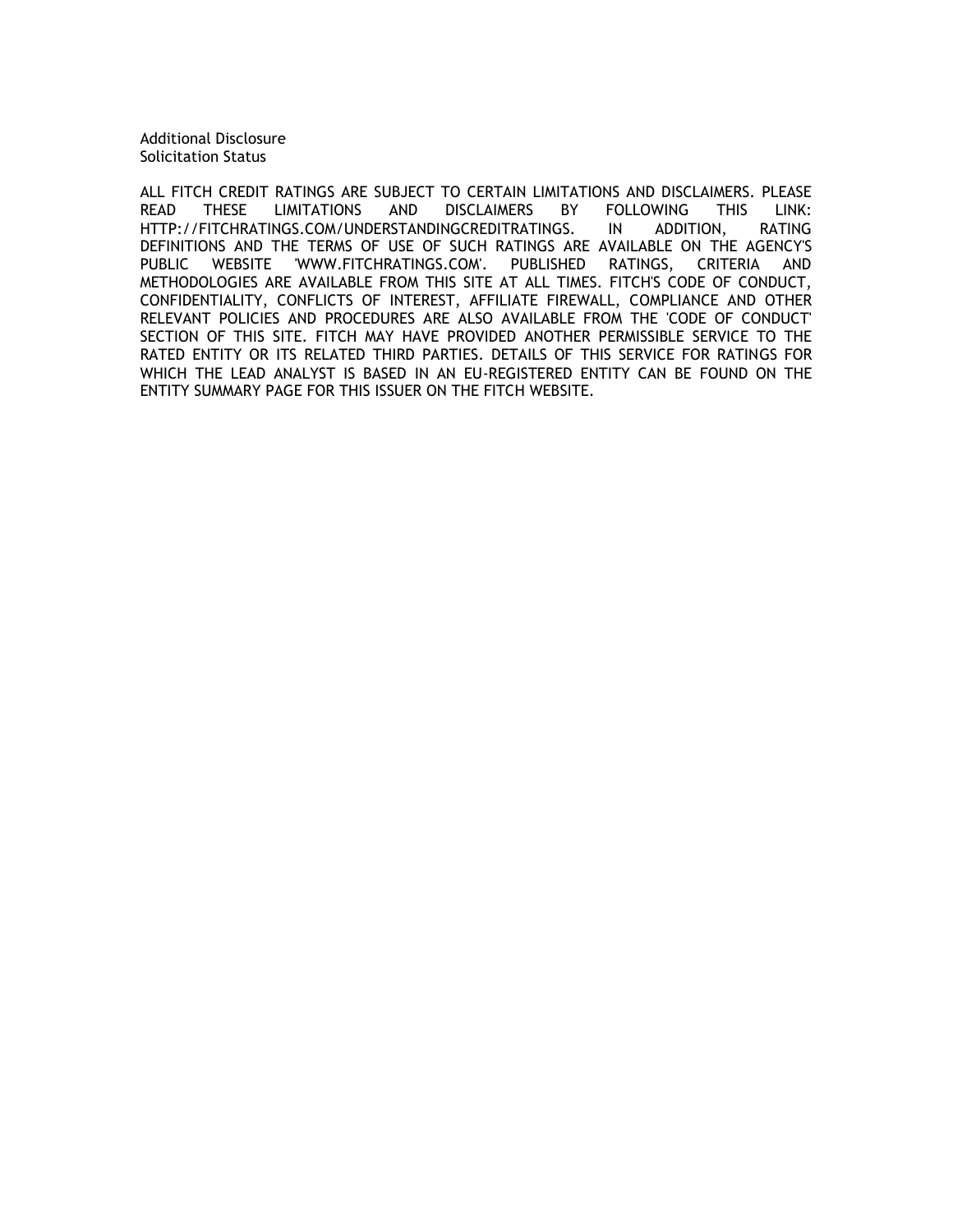Additional Disclosure
Solicitation Status

ALL FITCH CREDIT RATINGS ARE SUBJECT TO CERTAIN LIMITATIONS AND DISCLAIMERS. PLEASE READ THESE LIMITATIONS AND DISCLAIMERS BY FOLLOWING THIS LINK: HTTP://FITCHRATINGS.COM/UNDERSTANDINGCREDITRATINGS. IN ADDITION, RATING DEFINITIONS AND THE TERMS OF USE OF SUCH RATINGS ARE AVAILABLE ON THE AGENCY'S PUBLIC WEBSITE 'WWW.FITCHRATINGS.COM'. PUBLISHED RATINGS, CRITERIA AND METHODOLOGIES ARE AVAILABLE FROM THIS SITE AT ALL TIMES. FITCH'S CODE OF CONDUCT, CONFIDENTIALITY, CONFLICTS OF INTEREST, AFFILIATE FIREWALL, COMPLIANCE AND OTHER RELEVANT POLICIES AND PROCEDURES ARE ALSO AVAILABLE FROM THE 'CODE OF CONDUCT' SECTION OF THIS SITE. FITCH MAY HAVE PROVIDED ANOTHER PERMISSIBLE SERVICE TO THE RATED ENTITY OR ITS RELATED THIRD PARTIES. DETAILS OF THIS SERVICE FOR RATINGS FOR WHICH THE LEAD ANALYST IS BASED IN AN EU-REGISTERED ENTITY CAN BE FOUND ON THE ENTITY SUMMARY PAGE FOR THIS ISSUER ON THE FITCH WEBSITE.